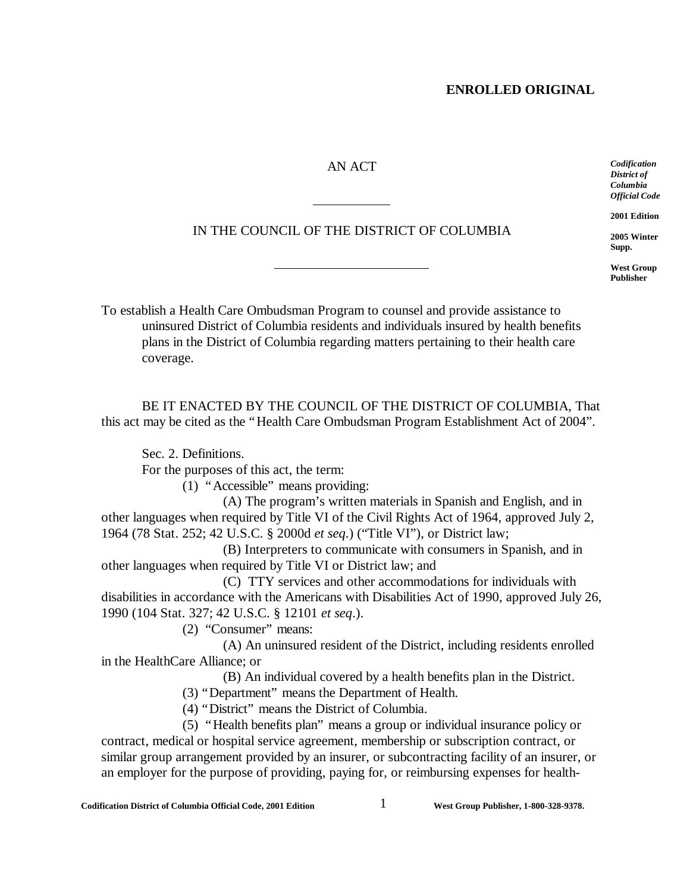**ENROLLED ORIGINAL**

*Codification District of Columbia Official Code*

**2001 Edition**

**2005 Winter Supp.**

**West Group Publisher**

AN ACT

IN THE COUNCIL OF THE DISTRICT OF COLUMBIA

To establish a Health Care Ombudsman Program to counsel and provide assistance to uninsured District of Columbia residents and individuals insured by health benefits plans in the District of Columbia regarding matters pertaining to their health care coverage.

BE IT ENACTED BY THE COUNCIL OF THE DISTRICT OF COLUMBIA, That this act may be cited as the "Health Care Ombudsman Program Establishment Act of 2004".

Sec. 2. Definitions.

For the purposes of this act, the term:

(1) "Accessible" means providing:

(A) The program's written materials in Spanish and English, and in other languages when required by Title VI of the Civil Rights Act of 1964, approved July 2, 1964 (78 Stat. 252; 42 U.S.C. § 2000d *et seq*.) ("Title VI"), or District law;

(B) Interpreters to communicate with consumers in Spanish, and in other languages when required by Title VI or District law; and

(C) TTY services and other accommodations for individuals with disabilities in accordance with the Americans with Disabilities Act of 1990, approved July 26, 1990 (104 Stat. 327; 42 U.S.C. § 12101 *et seq*.).

(2) "Consumer" means:

(A) An uninsured resident of the District, including residents enrolled in the HealthCare Alliance; or

(B) An individual covered by a health benefits plan in the District.

(3) "Department" means the Department of Health.

(4) "District" means the District of Columbia.

(5) "Health benefits plan" means a group or individual insurance policy or contract, medical or hospital service agreement, membership or subscription contract, or similar group arrangement provided by an insurer, or subcontracting facility of an insurer, or an employer for the purpose of providing, paying for, or reimbursing expenses for health-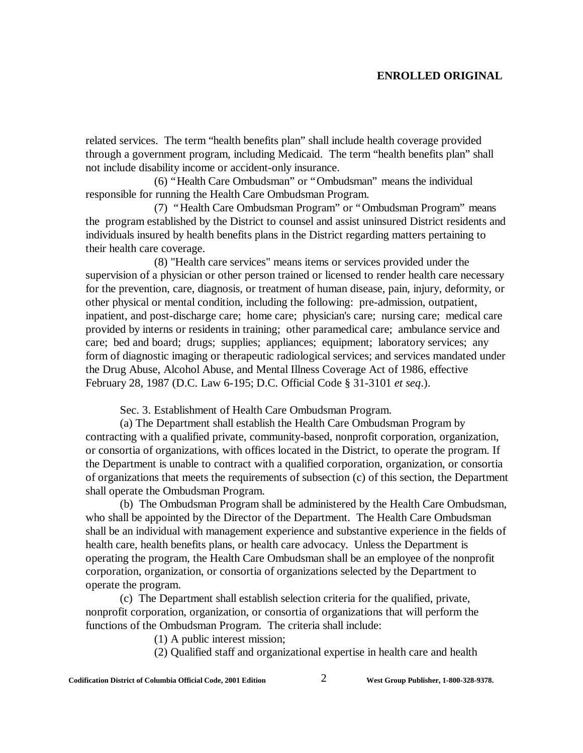related services. The term "health benefits plan" shall include health coverage provided through a government program, including Medicaid. The term "health benefits plan" shall not include disability income or accident-only insurance.

(6) "Health Care Ombudsman" or "Ombudsman" means the individual responsible for running the Health Care Ombudsman Program.

(7) "Health Care Ombudsman Program" or "Ombudsman Program" means the program established by the District to counsel and assist uninsured District residents and individuals insured by health benefits plans in the District regarding matters pertaining to their health care coverage.

(8) "Health care services" means items or services provided under the supervision of a physician or other person trained or licensed to render health care necessary for the prevention, care, diagnosis, or treatment of human disease, pain, injury, deformity, or other physical or mental condition, including the following: pre-admission, outpatient, inpatient, and post-discharge care; home care; physician's care; nursing care; medical care provided by interns or residents in training; other paramedical care; ambulance service and care; bed and board; drugs; supplies; appliances; equipment; laboratory services; any form of diagnostic imaging or therapeutic radiological services; and services mandated under the Drug Abuse, Alcohol Abuse, and Mental Illness Coverage Act of 1986, effective February 28, 1987 (D.C. Law 6-195; D.C. Official Code § 31-3101 *et seq*.).

Sec. 3. Establishment of Health Care Ombudsman Program.

(a) The Department shall establish the Health Care Ombudsman Program by contracting with a qualified private, community-based, nonprofit corporation, organization, or consortia of organizations, with offices located in the District, to operate the program. If the Department is unable to contract with a qualified corporation, organization, or consortia of organizations that meets the requirements of subsection (c) of this section, the Department shall operate the Ombudsman Program.

(b) The Ombudsman Program shall be administered by the Health Care Ombudsman, who shall be appointed by the Director of the Department. The Health Care Ombudsman shall be an individual with management experience and substantive experience in the fields of health care, health benefits plans, or health care advocacy. Unless the Department is operating the program, the Health Care Ombudsman shall be an employee of the nonprofit corporation, organization, or consortia of organizations selected by the Department to operate the program.

(c) The Department shall establish selection criteria for the qualified, private, nonprofit corporation, organization, or consortia of organizations that will perform the functions of the Ombudsman Program. The criteria shall include:

(1) A public interest mission;

(2) Qualified staff and organizational expertise in health care and health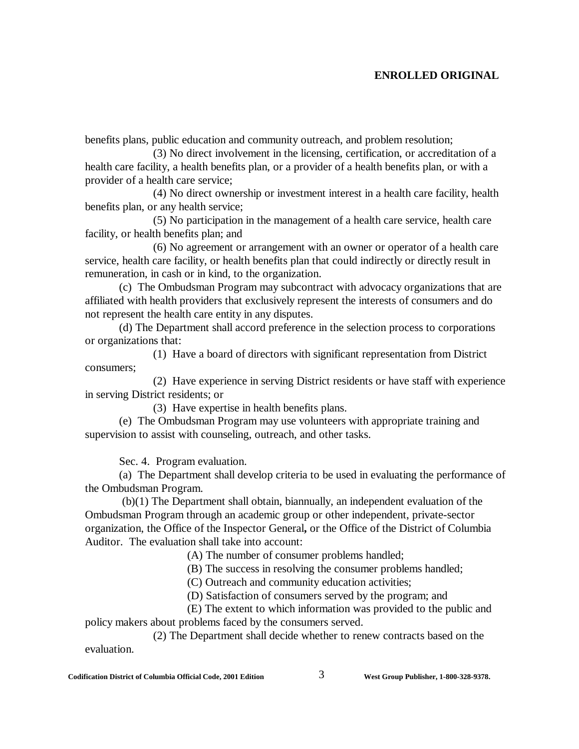benefits plans, public education and community outreach, and problem resolution;

(3) No direct involvement in the licensing, certification, or accreditation of a health care facility, a health benefits plan, or a provider of a health benefits plan, or with a provider of a health care service;

(4) No direct ownership or investment interest in a health care facility, health benefits plan, or any health service;

(5) No participation in the management of a health care service, health care facility, or health benefits plan; and

(6) No agreement or arrangement with an owner or operator of a health care service, health care facility, or health benefits plan that could indirectly or directly result in remuneration, in cash or in kind, to the organization.

(c) The Ombudsman Program may subcontract with advocacy organizations that are affiliated with health providers that exclusively represent the interests of consumers and do not represent the health care entity in any disputes.

(d) The Department shall accord preference in the selection process to corporations or organizations that:

(1) Have a board of directors with significant representation from District consumers;

(2) Have experience in serving District residents or have staff with experience in serving District residents; or

(3) Have expertise in health benefits plans.

(e) The Ombudsman Program may use volunteers with appropriate training and supervision to assist with counseling, outreach, and other tasks.

Sec. 4. Program evaluation.

(a) The Department shall develop criteria to be used in evaluating the performance of the Ombudsman Program.

(b)(1) The Department shall obtain, biannually, an independent evaluation of the Ombudsman Program through an academic group or other independent, private-sector organization, the Office of the Inspector General**,** or the Office of the District of Columbia Auditor. The evaluation shall take into account:

(A) The number of consumer problems handled;

(B) The success in resolving the consumer problems handled;

(C) Outreach and community education activities;

(D) Satisfaction of consumers served by the program; and

(E) The extent to which information was provided to the public and policy makers about problems faced by the consumers served.

(2) The Department shall decide whether to renew contracts based on the evaluation.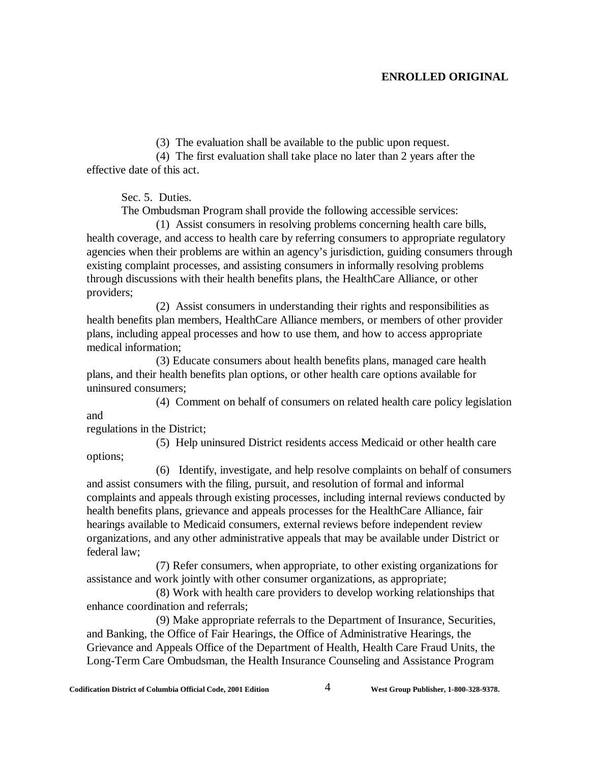(3) The evaluation shall be available to the public upon request.

(4) The first evaluation shall take place no later than 2 years after the effective date of this act.

Sec. 5. Duties.

The Ombudsman Program shall provide the following accessible services:

(1) Assist consumers in resolving problems concerning health care bills, health coverage, and access to health care by referring consumers to appropriate regulatory agencies when their problems are within an agency's jurisdiction, guiding consumers through existing complaint processes, and assisting consumers in informally resolving problems through discussions with their health benefits plans, the HealthCare Alliance, or other providers;

(2) Assist consumers in understanding their rights and responsibilities as health benefits plan members, HealthCare Alliance members, or members of other provider plans, including appeal processes and how to use them, and how to access appropriate medical information;

(3) Educate consumers about health benefits plans, managed care health plans, and their health benefits plan options, or other health care options available for uninsured consumers;

(4) Comment on behalf of consumers on related health care policy legislation and regulations in the District;

(5) Help uninsured District residents access Medicaid or other health care options;

(6) Identify, investigate, and help resolve complaints on behalf of consumers and assist consumers with the filing, pursuit, and resolution of formal and informal complaints and appeals through existing processes, including internal reviews conducted by health benefits plans, grievance and appeals processes for the HealthCare Alliance, fair hearings available to Medicaid consumers, external reviews before independent review organizations, and any other administrative appeals that may be available under District or federal law;

(7) Refer consumers, when appropriate, to other existing organizations for assistance and work jointly with other consumer organizations, as appropriate;

(8) Work with health care providers to develop working relationships that enhance coordination and referrals;

(9) Make appropriate referrals to the Department of Insurance, Securities, and Banking, the Office of Fair Hearings, the Office of Administrative Hearings, the Grievance and Appeals Office of the Department of Health, Health Care Fraud Units, the Long-Term Care Ombudsman, the Health Insurance Counseling and Assistance Program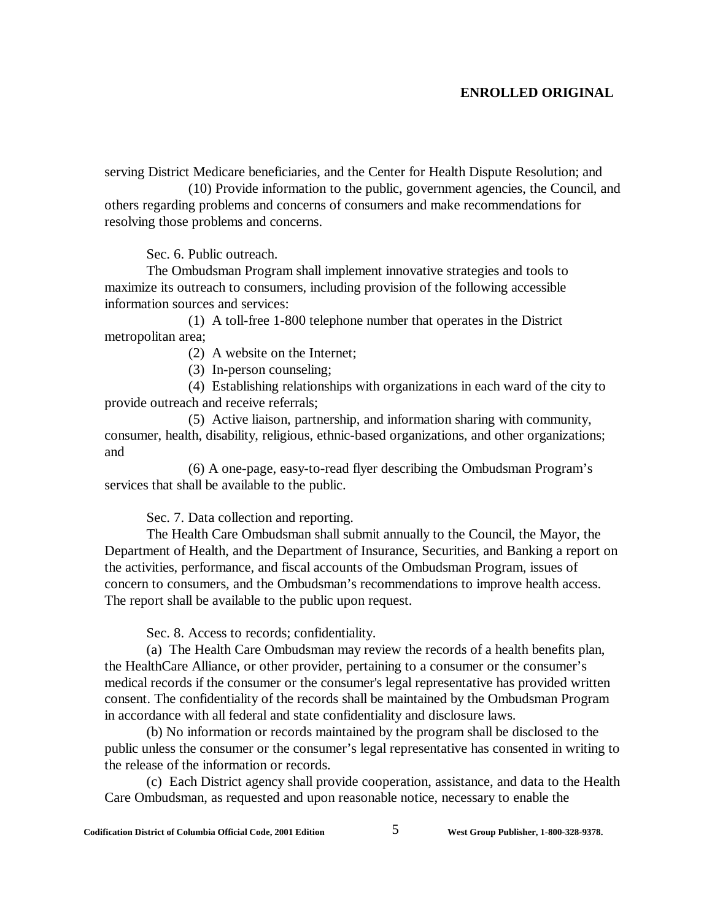serving District Medicare beneficiaries, and the Center for Health Dispute Resolution; and

(10) Provide information to the public, government agencies, the Council, and others regarding problems and concerns of consumers and make recommendations for resolving those problems and concerns.

Sec. 6. Public outreach.

The Ombudsman Program shall implement innovative strategies and tools to maximize its outreach to consumers, including provision of the following accessible information sources and services:

(1) A toll-free 1-800 telephone number that operates in the District metropolitan area;

(2) A website on the Internet;

(3) In-person counseling;

(4) Establishing relationships with organizations in each ward of the city to provide outreach and receive referrals;

(5) Active liaison, partnership, and information sharing with community, consumer, health, disability, religious, ethnic-based organizations, and other organizations; and

(6) A one-page, easy-to-read flyer describing the Ombudsman Program's services that shall be available to the public.

Sec. 7. Data collection and reporting.

The Health Care Ombudsman shall submit annually to the Council, the Mayor, the Department of Health, and the Department of Insurance, Securities, and Banking a report on the activities, performance, and fiscal accounts of the Ombudsman Program, issues of concern to consumers, and the Ombudsman's recommendations to improve health access. The report shall be available to the public upon request.

Sec. 8. Access to records; confidentiality.

(a) The Health Care Ombudsman may review the records of a health benefits plan, the HealthCare Alliance, or other provider, pertaining to a consumer or the consumer's medical records if the consumer or the consumer's legal representative has provided written consent. The confidentiality of the records shall be maintained by the Ombudsman Program in accordance with all federal and state confidentiality and disclosure laws.

(b) No information or records maintained by the program shall be disclosed to the public unless the consumer or the consumer's legal representative has consented in writing to the release of the information or records.

(c) Each District agency shall provide cooperation, assistance, and data to the Health Care Ombudsman, as requested and upon reasonable notice, necessary to enable the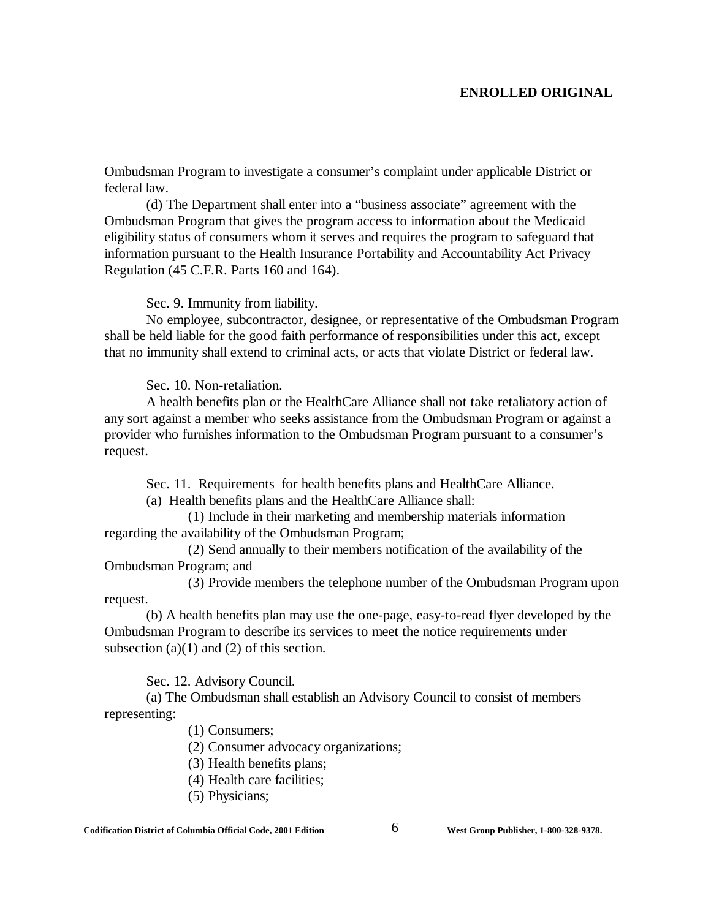Ombudsman Program to investigate a consumer's complaint under applicable District or federal law.

(d) The Department shall enter into a "business associate" agreement with the Ombudsman Program that gives the program access to information about the Medicaid eligibility status of consumers whom it serves and requires the program to safeguard that information pursuant to the Health Insurance Portability and Accountability Act Privacy Regulation (45 C.F.R. Parts 160 and 164).

Sec. 9. Immunity from liability.

No employee, subcontractor, designee, or representative of the Ombudsman Program shall be held liable for the good faith performance of responsibilities under this act, except that no immunity shall extend to criminal acts, or acts that violate District or federal law.

Sec. 10. Non-retaliation.

A health benefits plan or the HealthCare Alliance shall not take retaliatory action of any sort against a member who seeks assistance from the Ombudsman Program or against a provider who furnishes information to the Ombudsman Program pursuant to a consumer's request.

Sec. 11. Requirements for health benefits plans and HealthCare Alliance.

(a) Health benefits plans and the HealthCare Alliance shall:

(1) Include in their marketing and membership materials information regarding the availability of the Ombudsman Program;

(2) Send annually to their members notification of the availability of the Ombudsman Program; and

(3) Provide members the telephone number of the Ombudsman Program upon request.

(b) A health benefits plan may use the one-page, easy-to-read flyer developed by the Ombudsman Program to describe its services to meet the notice requirements under subsection (a)(1) and (2) of this section.

Sec. 12. Advisory Council.

(a) The Ombudsman shall establish an Advisory Council to consist of members representing:

(1) Consumers;

(2) Consumer advocacy organizations;

(3) Health benefits plans;

(4) Health care facilities;

(5) Physicians;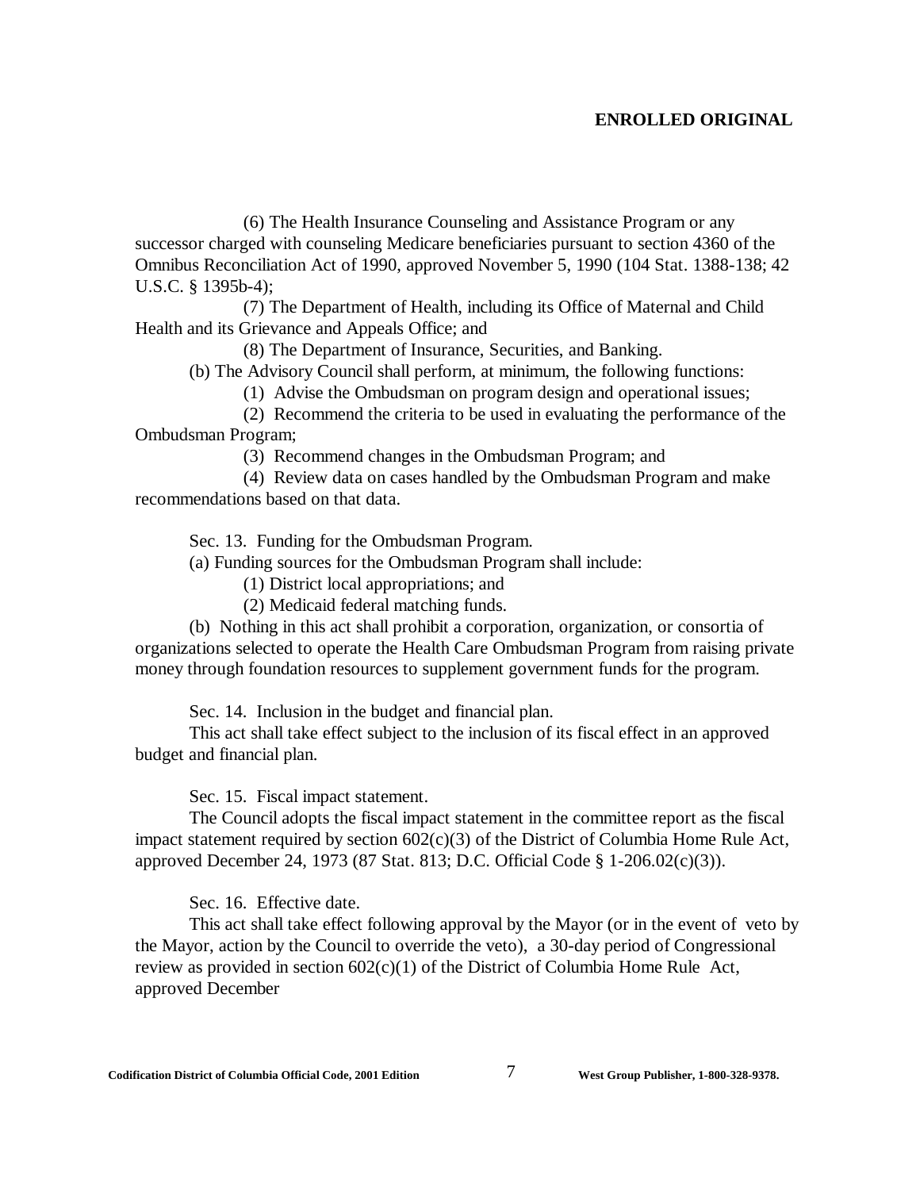(6) The Health Insurance Counseling and Assistance Program or any successor charged with counseling Medicare beneficiaries pursuant to section 4360 of the Omnibus Reconciliation Act of 1990, approved November 5, 1990 (104 Stat. 1388-138; 42 U.S.C. § 1395b-4);

(7) The Department of Health, including its Office of Maternal and Child Health and its Grievance and Appeals Office; and

(8) The Department of Insurance, Securities, and Banking.

(b) The Advisory Council shall perform, at minimum, the following functions:

(1) Advise the Ombudsman on program design and operational issues;

(2) Recommend the criteria to be used in evaluating the performance of the Ombudsman Program;

(3) Recommend changes in the Ombudsman Program; and

(4) Review data on cases handled by the Ombudsman Program and make recommendations based on that data.

Sec. 13. Funding for the Ombudsman Program.

(a) Funding sources for the Ombudsman Program shall include:

(1) District local appropriations; and

(2) Medicaid federal matching funds.

(b) Nothing in this act shall prohibit a corporation, organization, or consortia of organizations selected to operate the Health Care Ombudsman Program from raising private money through foundation resources to supplement government funds for the program.

Sec. 14. Inclusion in the budget and financial plan.

This act shall take effect subject to the inclusion of its fiscal effect in an approved budget and financial plan.

Sec. 15. Fiscal impact statement.

The Council adopts the fiscal impact statement in the committee report as the fiscal impact statement required by section 602(c)(3) of the District of Columbia Home Rule Act, approved December 24, 1973 (87 Stat. 813; D.C. Official Code § 1-206.02(c)(3)).

Sec. 16. Effective date.

This act shall take effect following approval by the Mayor (or in the event of veto by the Mayor, action by the Council to override the veto), a 30-day period of Congressional review as provided in section 602(c)(1) of the District of Columbia Home Rule Act, approved December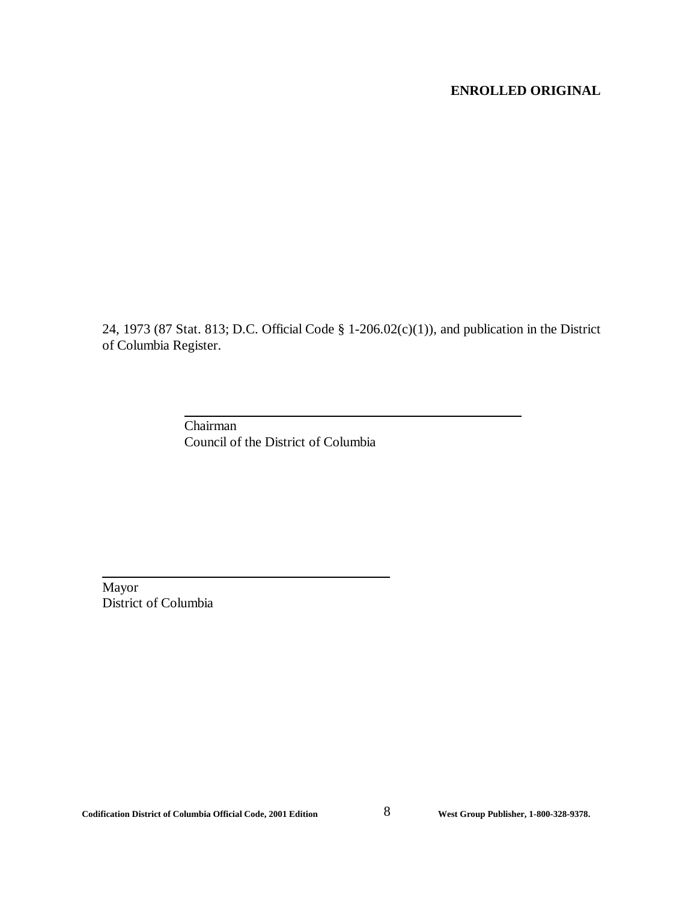**ENROLLED ORIGINAL**

24, 1973 (87 Stat. 813; D.C. Official Code § 1-206.02(c)(1)), and publication in the District of Columbia Register.

\_\_\_\_\_\_\_\_\_\_\_\_\_\_\_\_\_\_\_\_\_\_\_\_\_\_\_\_\_\_\_\_\_\_\_\_\_\_\_\_

Chairman
Council of the District of Columbia

\_\_\_\_\_\_\_\_\_\_\_\_\_\_\_\_\_\_\_\_\_\_\_\_\_\_\_\_\_\_\_\_\_\_\_\_\_\_\_\_

Mayor
District of Columbia